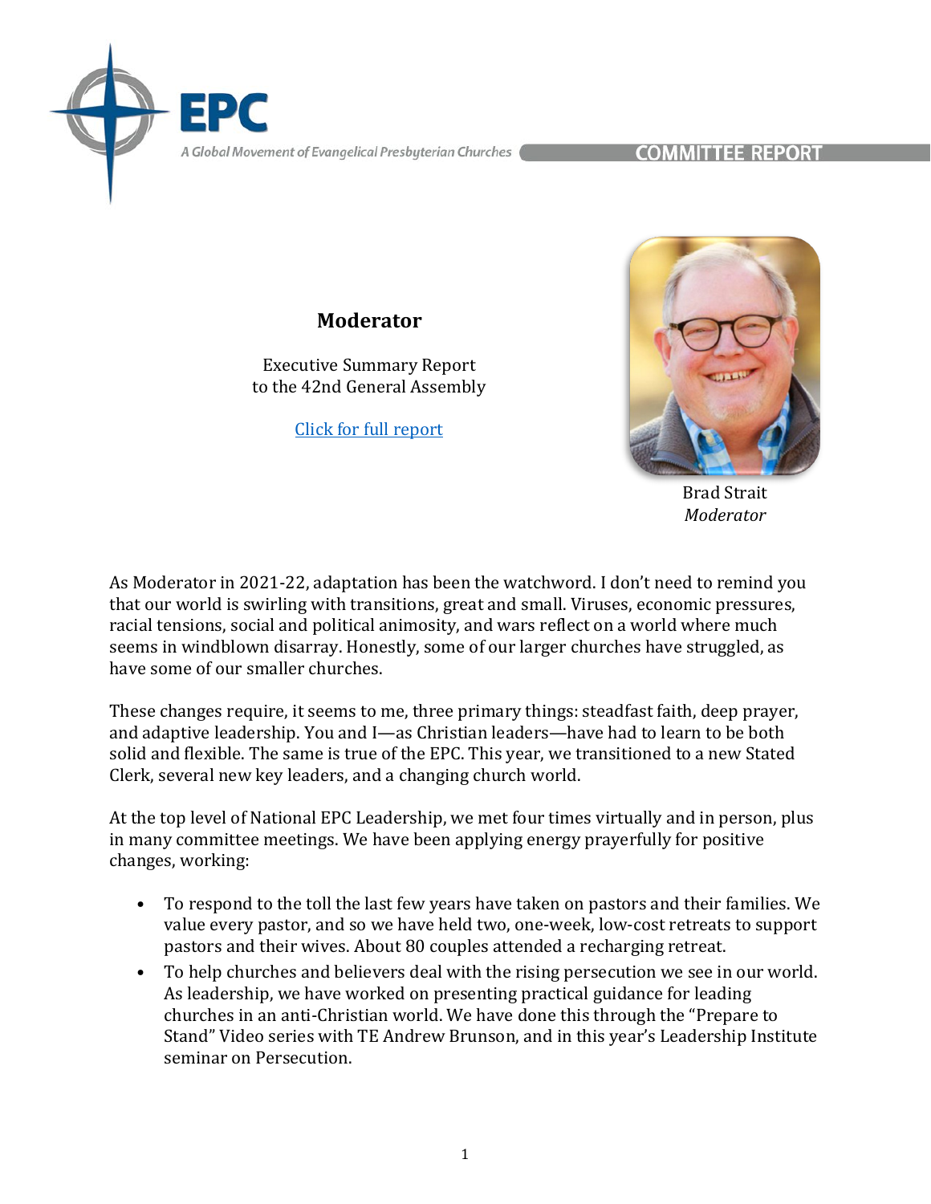# Moderator

Executive Summary Report
to the 42nd General Assembly

[Click for full report]

Brad Strait
*Moderator*

As Moderator in 2021-22, adaptation has been the watchword. I don't need to remind you that our world is swirling with transitions, great and small. Viruses, economic pressures, racial tensions, social and political animosity, and wars reflect on a world where much seems in windblown disarray. Honestly, some of our larger churches have struggled, as have some of our smaller churches.

These changes require, it seems to me, three primary things: steadfast faith, deep prayer, and adaptive leadership. You and I—as Christian leaders—have had to learn to be both solid and flexible. The same is true of the EPC. This year, we transitioned to a new Stated Clerk, several new key leaders, and a changing church world.

At the top level of National EPC Leadership, we met four times virtually and in person, plus in many committee meetings. We have been applying energy prayerfully for positive changes, working:

- To respond to the toll the last few years have taken on pastors and their families. We value every pastor, and so we have held two, one-week, low-cost retreats to support pastors and their wives. About 80 couples attended a recharging retreat.
- To help churches and believers deal with the rising persecution we see in our world. As leadership, we have worked on presenting practical guidance for leading churches in an anti-Christian world. We have done this through the "Prepare to Stand" Video series with TE Andrew Brunson, and in this year's Leadership Institute seminar on Persecution.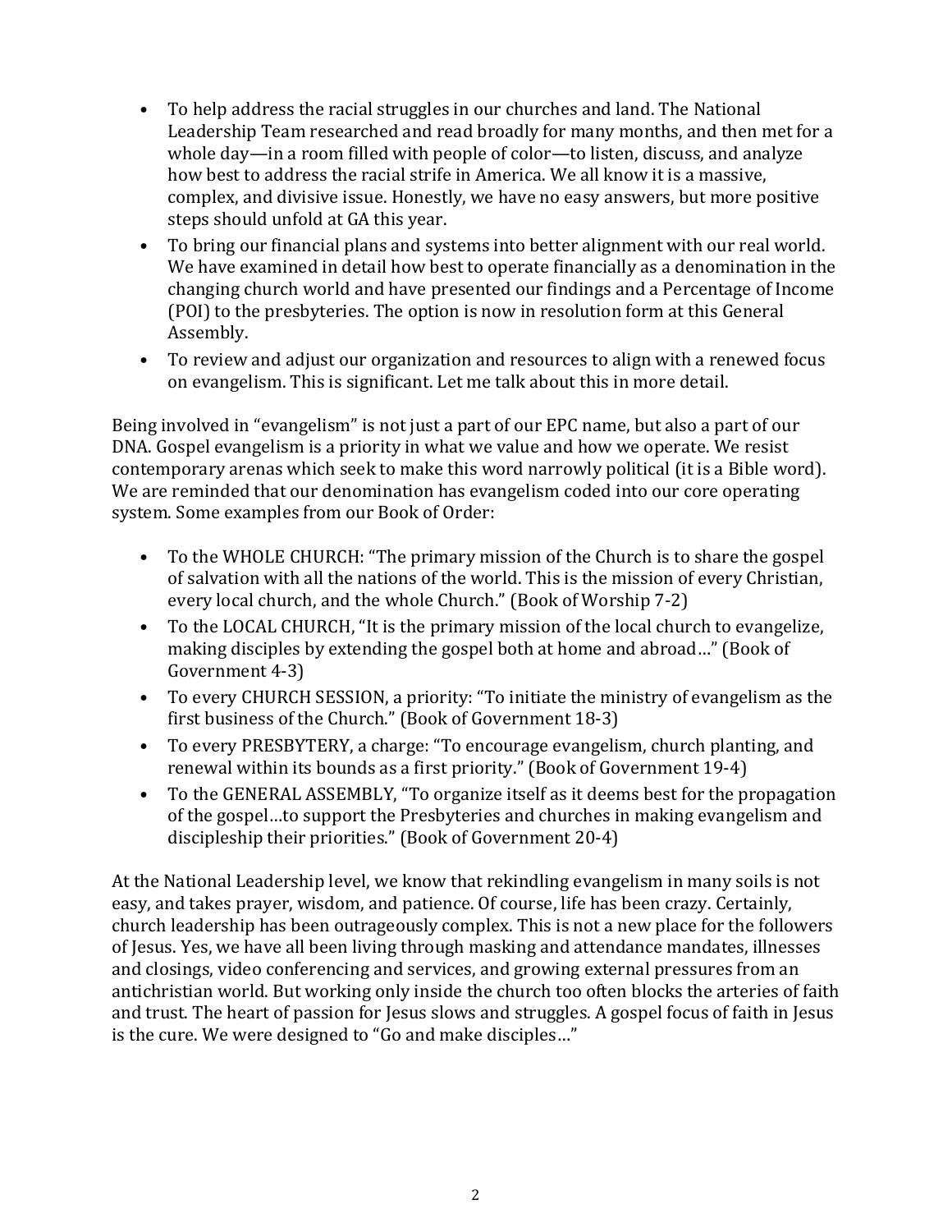- To help address the racial struggles in our churches and land. The National Leadership Team researched and read broadly for many months, and then met for a whole day—in a room filled with people of color—to listen, discuss, and analyze how best to address the racial strife in America. We all know it is a massive, complex, and divisive issue. Honestly, we have no easy answers, but more positive steps should unfold at GA this year.
- To bring our financial plans and systems into better alignment with our real world. We have examined in detail how best to operate financially as a denomination in the changing church world and have presented our findings and a Percentage of Income (POI) to the presbyteries. The option is now in resolution form at this General Assembly.
- To review and adjust our organization and resources to align with a renewed focus on evangelism. This is significant. Let me talk about this in more detail.

Being involved in "evangelism" is not just a part of our EPC name, but also a part of our DNA. Gospel evangelism is a priority in what we value and how we operate. We resist contemporary arenas which seek to make this word narrowly political (it is a Bible word). We are reminded that our denomination has evangelism coded into our core operating system. Some examples from our Book of Order:

- To the WHOLE CHURCH: "The primary mission of the Church is to share the gospel of salvation with all the nations of the world. This is the mission of every Christian, every local church, and the whole Church." (Book of Worship 7-2)
- To the LOCAL CHURCH, "It is the primary mission of the local church to evangelize, making disciples by extending the gospel both at home and abroad…" (Book of Government 4-3)
- To every CHURCH SESSION, a priority: "To initiate the ministry of evangelism as the first business of the Church." (Book of Government 18-3)
- To every PRESBYTERY, a charge: "To encourage evangelism, church planting, and renewal within its bounds as a first priority." (Book of Government 19-4)
- To the GENERAL ASSEMBLY, "To organize itself as it deems best for the propagation of the gospel…to support the Presbyteries and churches in making evangelism and discipleship their priorities." (Book of Government 20-4)

At the National Leadership level, we know that rekindling evangelism in many soils is not easy, and takes prayer, wisdom, and patience. Of course, life has been crazy. Certainly, church leadership has been outrageously complex. This is not a new place for the followers of Jesus. Yes, we have all been living through masking and attendance mandates, illnesses and closings, video conferencing and services, and growing external pressures from an antichristian world. But working only inside the church too often blocks the arteries of faith and trust. The heart of passion for Jesus slows and struggles. A gospel focus of faith in Jesus is the cure. We were designed to "Go and make disciples…"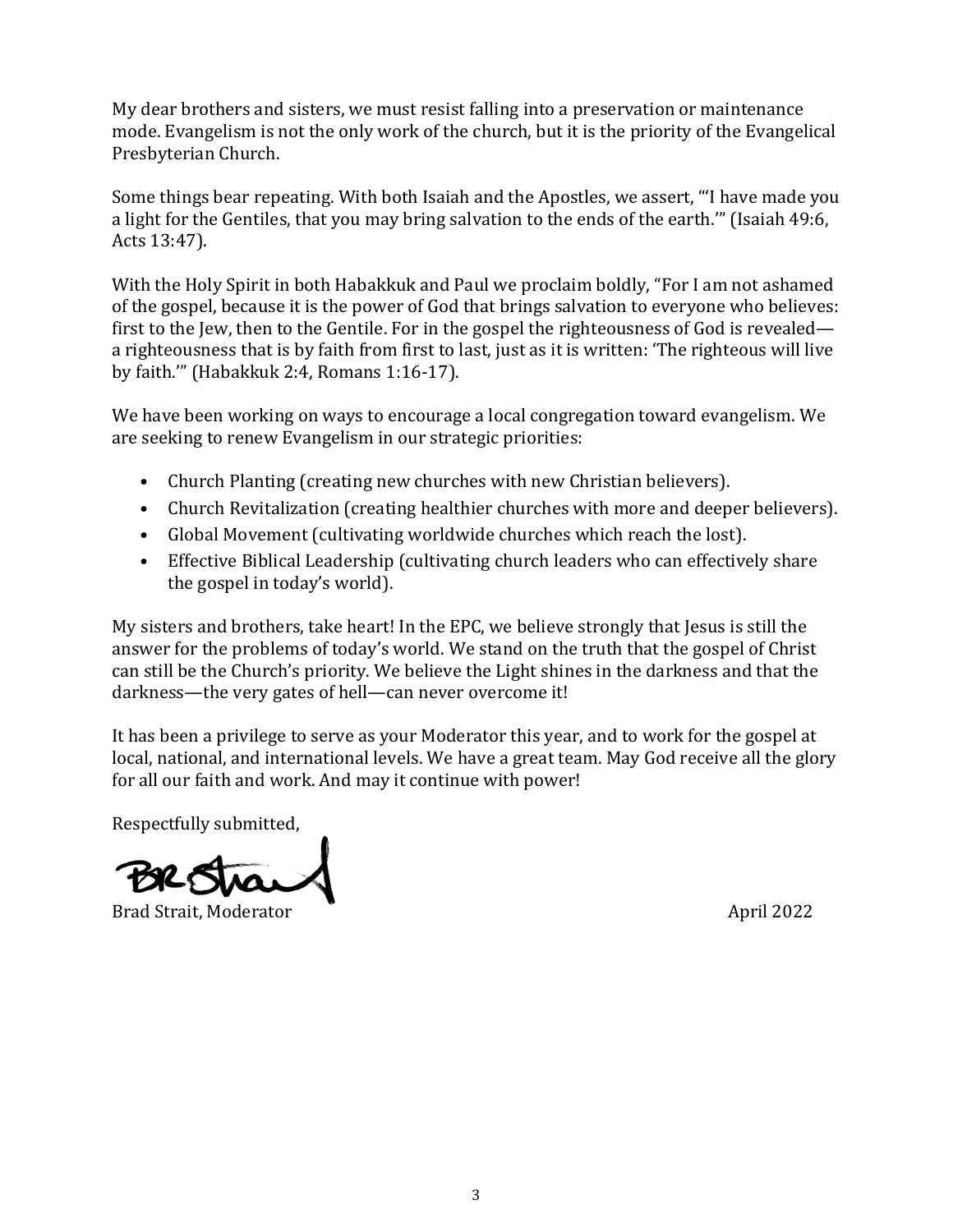My dear brothers and sisters, we must resist falling into a preservation or maintenance mode. Evangelism is not the only work of the church, but it is the priority of the Evangelical Presbyterian Church.

Some things bear repeating. With both Isaiah and the Apostles, we assert, "'I have made you a light for the Gentiles, that you may bring salvation to the ends of the earth.'" (Isaiah 49:6, Acts 13:47).

With the Holy Spirit in both Habakkuk and Paul we proclaim boldly, "For I am not ashamed of the gospel, because it is the power of God that brings salvation to everyone who believes: first to the Jew, then to the Gentile. For in the gospel the righteousness of God is revealed—a righteousness that is by faith from first to last, just as it is written: 'The righteous will live by faith.'" (Habakkuk 2:4, Romans 1:16-17).

We have been working on ways to encourage a local congregation toward evangelism. We are seeking to renew Evangelism in our strategic priorities:

- Church Planting (creating new churches with new Christian believers).
- Church Revitalization (creating healthier churches with more and deeper believers).
- Global Movement (cultivating worldwide churches which reach the lost).
- Effective Biblical Leadership (cultivating church leaders who can effectively share the gospel in today's world).

My sisters and brothers, take heart! In the EPC, we believe strongly that Jesus is still the answer for the problems of today's world. We stand on the truth that the gospel of Christ can still be the Church's priority. We believe the Light shines in the darkness and that the darkness—the very gates of hell—can never overcome it!

It has been a privilege to serve as your Moderator this year, and to work for the gospel at local, national, and international levels. We have a great team. May God receive all the glory for all our faith and work. And may it continue with power!

Respectfully submitted,

Brad Strait, Moderator

April 2022